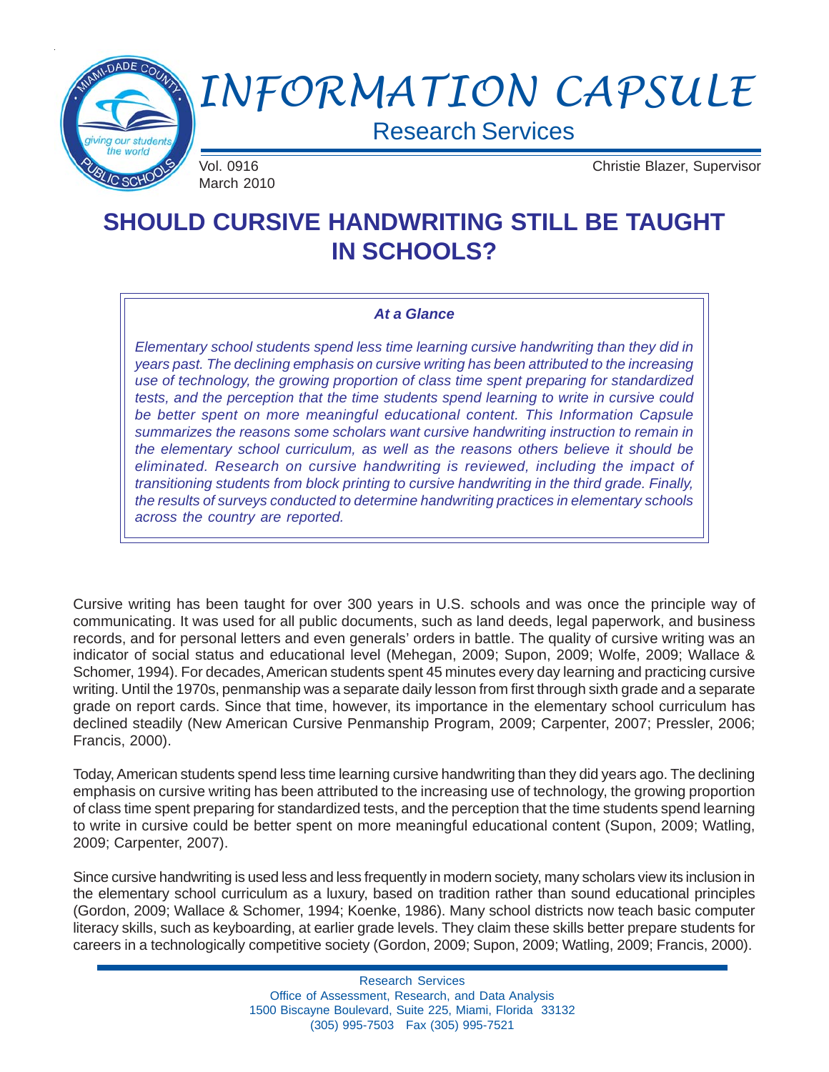# INFORMATION CAPSULE

Research Services

Vol. 0916
March 2010

Christie Blazer, Supervisor

## SHOULD CURSIVE HANDWRITING STILL BE TAUGHT IN SCHOOLS?

***At a Glance***

*Elementary school students spend less time learning cursive handwriting than they did in years past. The declining emphasis on cursive writing has been attributed to the increasing use of technology, the growing proportion of class time spent preparing for standardized tests, and the perception that the time students spend learning to write in cursive could be better spent on more meaningful educational content. This Information Capsule summarizes the reasons some scholars want cursive handwriting instruction to remain in the elementary school curriculum, as well as the reasons others believe it should be eliminated. Research on cursive handwriting is reviewed, including the impact of transitioning students from block printing to cursive handwriting in the third grade. Finally, the results of surveys conducted to determine handwriting practices in elementary schools across the country are reported.*

Cursive writing has been taught for over 300 years in U.S. schools and was once the principle way of communicating. It was used for all public documents, such as land deeds, legal paperwork, and business records, and for personal letters and even generals' orders in battle. The quality of cursive writing was an indicator of social status and educational level (Mehegan, 2009; Supon, 2009; Wolfe, 2009; Wallace & Schomer, 1994). For decades, American students spent 45 minutes every day learning and practicing cursive writing. Until the 1970s, penmanship was a separate daily lesson from first through sixth grade and a separate grade on report cards. Since that time, however, its importance in the elementary school curriculum has declined steadily (New American Cursive Penmanship Program, 2009; Carpenter, 2007; Pressler, 2006; Francis, 2000).

Today, American students spend less time learning cursive handwriting than they did years ago. The declining emphasis on cursive writing has been attributed to the increasing use of technology, the growing proportion of class time spent preparing for standardized tests, and the perception that the time students spend learning to write in cursive could be better spent on more meaningful educational content (Supon, 2009; Watling, 2009; Carpenter, 2007).

Since cursive handwriting is used less and less frequently in modern society, many scholars view its inclusion in the elementary school curriculum as a luxury, based on tradition rather than sound educational principles (Gordon, 2009; Wallace & Schomer, 1994; Koenke, 1986). Many school districts now teach basic computer literacy skills, such as keyboarding, at earlier grade levels. They claim these skills better prepare students for careers in a technologically competitive society (Gordon, 2009; Supon, 2009; Watling, 2009; Francis, 2000).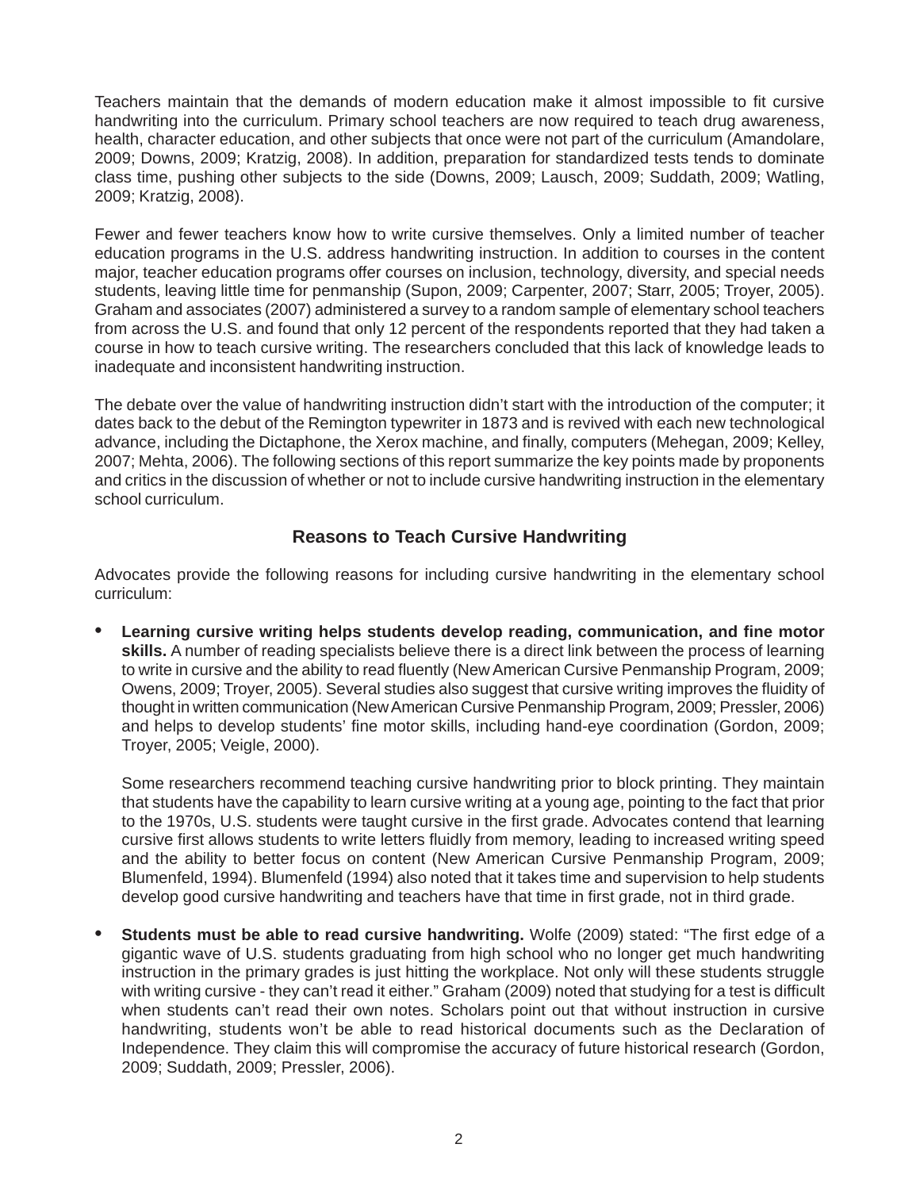Teachers maintain that the demands of modern education make it almost impossible to fit cursive handwriting into the curriculum. Primary school teachers are now required to teach drug awareness, health, character education, and other subjects that once were not part of the curriculum (Amandolare, 2009; Downs, 2009; Kratzig, 2008). In addition, preparation for standardized tests tends to dominate class time, pushing other subjects to the side (Downs, 2009; Lausch, 2009; Suddath, 2009; Watling, 2009; Kratzig, 2008).

Fewer and fewer teachers know how to write cursive themselves. Only a limited number of teacher education programs in the U.S. address handwriting instruction. In addition to courses in the content major, teacher education programs offer courses on inclusion, technology, diversity, and special needs students, leaving little time for penmanship (Supon, 2009; Carpenter, 2007; Starr, 2005; Troyer, 2005). Graham and associates (2007) administered a survey to a random sample of elementary school teachers from across the U.S. and found that only 12 percent of the respondents reported that they had taken a course in how to teach cursive writing. The researchers concluded that this lack of knowledge leads to inadequate and inconsistent handwriting instruction.

The debate over the value of handwriting instruction didn't start with the introduction of the computer; it dates back to the debut of the Remington typewriter in 1873 and is revived with each new technological advance, including the Dictaphone, the Xerox machine, and finally, computers (Mehegan, 2009; Kelley, 2007; Mehta, 2006). The following sections of this report summarize the key points made by proponents and critics in the discussion of whether or not to include cursive handwriting instruction in the elementary school curriculum.

## Reasons to Teach Cursive Handwriting

Advocates provide the following reasons for including cursive handwriting in the elementary school curriculum:

- **Learning cursive writing helps students develop reading, communication, and fine motor skills.** A number of reading specialists believe there is a direct link between the process of learning to write in cursive and the ability to read fluently (New American Cursive Penmanship Program, 2009; Owens, 2009; Troyer, 2005). Several studies also suggest that cursive writing improves the fluidity of thought in written communication (New American Cursive Penmanship Program, 2009; Pressler, 2006) and helps to develop students' fine motor skills, including hand-eye coordination (Gordon, 2009; Troyer, 2005; Veigle, 2000).

  Some researchers recommend teaching cursive handwriting prior to block printing. They maintain that students have the capability to learn cursive writing at a young age, pointing to the fact that prior to the 1970s, U.S. students were taught cursive in the first grade. Advocates contend that learning cursive first allows students to write letters fluidly from memory, leading to increased writing speed and the ability to better focus on content (New American Cursive Penmanship Program, 2009; Blumenfeld, 1994). Blumenfeld (1994) also noted that it takes time and supervision to help students develop good cursive handwriting and teachers have that time in first grade, not in third grade.

- **Students must be able to read cursive handwriting.** Wolfe (2009) stated: "The first edge of a gigantic wave of U.S. students graduating from high school who no longer get much handwriting instruction in the primary grades is just hitting the workplace. Not only will these students struggle with writing cursive - they can't read it either." Graham (2009) noted that studying for a test is difficult when students can't read their own notes. Scholars point out that without instruction in cursive handwriting, students won't be able to read historical documents such as the Declaration of Independence. They claim this will compromise the accuracy of future historical research (Gordon, 2009; Suddath, 2009; Pressler, 2006).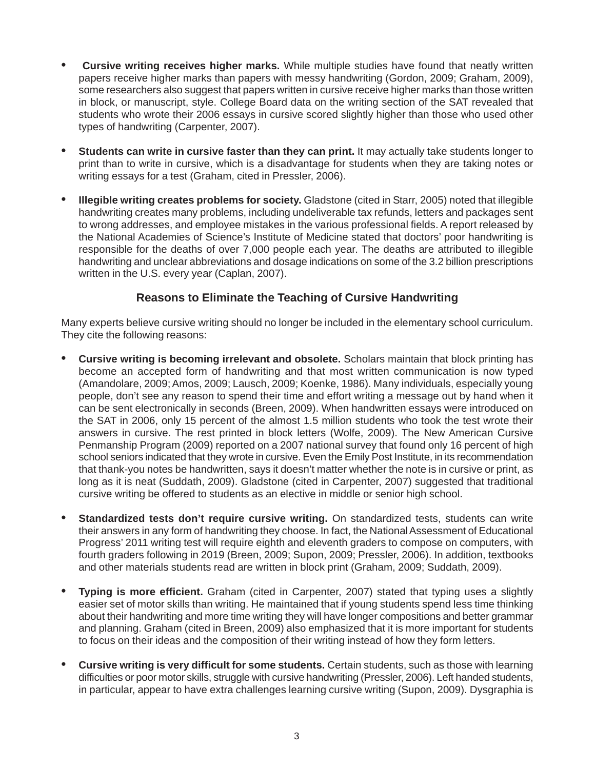- **Cursive writing receives higher marks.** While multiple studies have found that neatly written papers receive higher marks than papers with messy handwriting (Gordon, 2009; Graham, 2009), some researchers also suggest that papers written in cursive receive higher marks than those written in block, or manuscript, style. College Board data on the writing section of the SAT revealed that students who wrote their 2006 essays in cursive scored slightly higher than those who used other types of handwriting (Carpenter, 2007).

- **Students can write in cursive faster than they can print.** It may actually take students longer to print than to write in cursive, which is a disadvantage for students when they are taking notes or writing essays for a test (Graham, cited in Pressler, 2006).

- **Illegible writing creates problems for society.** Gladstone (cited in Starr, 2005) noted that illegible handwriting creates many problems, including undeliverable tax refunds, letters and packages sent to wrong addresses, and employee mistakes in the various professional fields. A report released by the National Academies of Science's Institute of Medicine stated that doctors' poor handwriting is responsible for the deaths of over 7,000 people each year. The deaths are attributed to illegible handwriting and unclear abbreviations and dosage indications on some of the 3.2 billion prescriptions written in the U.S. every year (Caplan, 2007).

### Reasons to Eliminate the Teaching of Cursive Handwriting

Many experts believe cursive writing should no longer be included in the elementary school curriculum. They cite the following reasons:

- **Cursive writing is becoming irrelevant and obsolete.** Scholars maintain that block printing has become an accepted form of handwriting and that most written communication is now typed (Amandolare, 2009; Amos, 2009; Lausch, 2009; Koenke, 1986). Many individuals, especially young people, don't see any reason to spend their time and effort writing a message out by hand when it can be sent electronically in seconds (Breen, 2009). When handwritten essays were introduced on the SAT in 2006, only 15 percent of the almost 1.5 million students who took the test wrote their answers in cursive. The rest printed in block letters (Wolfe, 2009). The New American Cursive Penmanship Program (2009) reported on a 2007 national survey that found only 16 percent of high school seniors indicated that they wrote in cursive. Even the Emily Post Institute, in its recommendation that thank-you notes be handwritten, says it doesn't matter whether the note is in cursive or print, as long as it is neat (Suddath, 2009). Gladstone (cited in Carpenter, 2007) suggested that traditional cursive writing be offered to students as an elective in middle or senior high school.

- **Standardized tests don't require cursive writing.** On standardized tests, students can write their answers in any form of handwriting they choose. In fact, the National Assessment of Educational Progress' 2011 writing test will require eighth and eleventh graders to compose on computers, with fourth graders following in 2019 (Breen, 2009; Supon, 2009; Pressler, 2006). In addition, textbooks and other materials students read are written in block print (Graham, 2009; Suddath, 2009).

- **Typing is more efficient.** Graham (cited in Carpenter, 2007) stated that typing uses a slightly easier set of motor skills than writing. He maintained that if young students spend less time thinking about their handwriting and more time writing they will have longer compositions and better grammar and planning. Graham (cited in Breen, 2009) also emphasized that it is more important for students to focus on their ideas and the composition of their writing instead of how they form letters.

- **Cursive writing is very difficult for some students.** Certain students, such as those with learning difficulties or poor motor skills, struggle with cursive handwriting (Pressler, 2006). Left handed students, in particular, appear to have extra challenges learning cursive writing (Supon, 2009). Dysgraphia is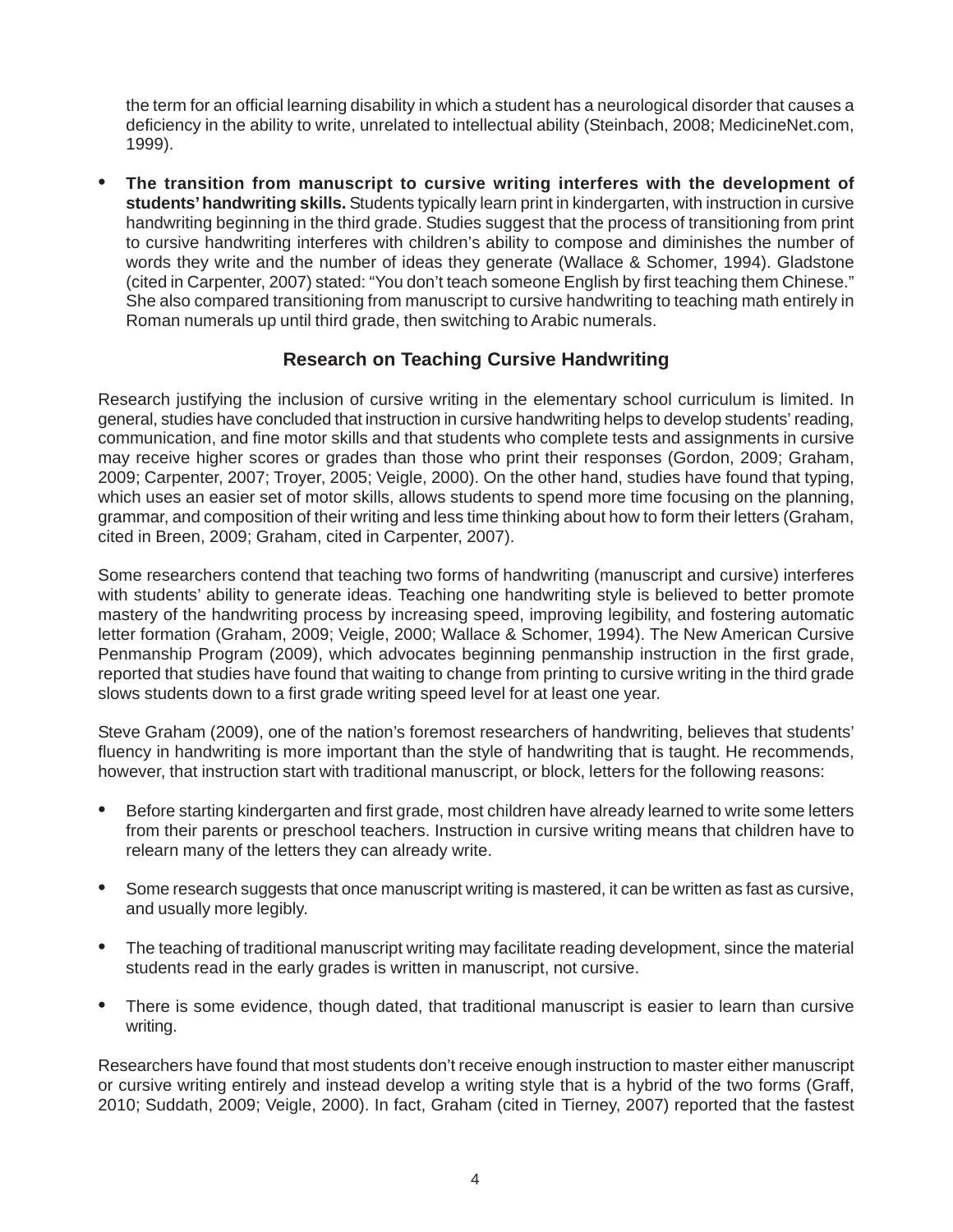the term for an official learning disability in which a student has a neurological disorder that causes a deficiency in the ability to write, unrelated to intellectual ability (Steinbach, 2008; MedicineNet.com, 1999).

- **The transition from manuscript to cursive writing interferes with the development of students' handwriting skills.** Students typically learn print in kindergarten, with instruction in cursive handwriting beginning in the third grade. Studies suggest that the process of transitioning from print to cursive handwriting interferes with children's ability to compose and diminishes the number of words they write and the number of ideas they generate (Wallace & Schomer, 1994). Gladstone (cited in Carpenter, 2007) stated: "You don't teach someone English by first teaching them Chinese." She also compared transitioning from manuscript to cursive handwriting to teaching math entirely in Roman numerals up until third grade, then switching to Arabic numerals.

## Research on Teaching Cursive Handwriting

Research justifying the inclusion of cursive writing in the elementary school curriculum is limited. In general, studies have concluded that instruction in cursive handwriting helps to develop students' reading, communication, and fine motor skills and that students who complete tests and assignments in cursive may receive higher scores or grades than those who print their responses (Gordon, 2009; Graham, 2009; Carpenter, 2007; Troyer, 2005; Veigle, 2000). On the other hand, studies have found that typing, which uses an easier set of motor skills, allows students to spend more time focusing on the planning, grammar, and composition of their writing and less time thinking about how to form their letters (Graham, cited in Breen, 2009; Graham, cited in Carpenter, 2007).

Some researchers contend that teaching two forms of handwriting (manuscript and cursive) interferes with students' ability to generate ideas. Teaching one handwriting style is believed to better promote mastery of the handwriting process by increasing speed, improving legibility, and fostering automatic letter formation (Graham, 2009; Veigle, 2000; Wallace & Schomer, 1994). The New American Cursive Penmanship Program (2009), which advocates beginning penmanship instruction in the first grade, reported that studies have found that waiting to change from printing to cursive writing in the third grade slows students down to a first grade writing speed level for at least one year.

Steve Graham (2009), one of the nation's foremost researchers of handwriting, believes that students' fluency in handwriting is more important than the style of handwriting that is taught. He recommends, however, that instruction start with traditional manuscript, or block, letters for the following reasons:

- Before starting kindergarten and first grade, most children have already learned to write some letters from their parents or preschool teachers. Instruction in cursive writing means that children have to relearn many of the letters they can already write.
- Some research suggests that once manuscript writing is mastered, it can be written as fast as cursive, and usually more legibly.
- The teaching of traditional manuscript writing may facilitate reading development, since the material students read in the early grades is written in manuscript, not cursive.
- There is some evidence, though dated, that traditional manuscript is easier to learn than cursive writing.

Researchers have found that most students don't receive enough instruction to master either manuscript or cursive writing entirely and instead develop a writing style that is a hybrid of the two forms (Graff, 2010; Suddath, 2009; Veigle, 2000). In fact, Graham (cited in Tierney, 2007) reported that the fastest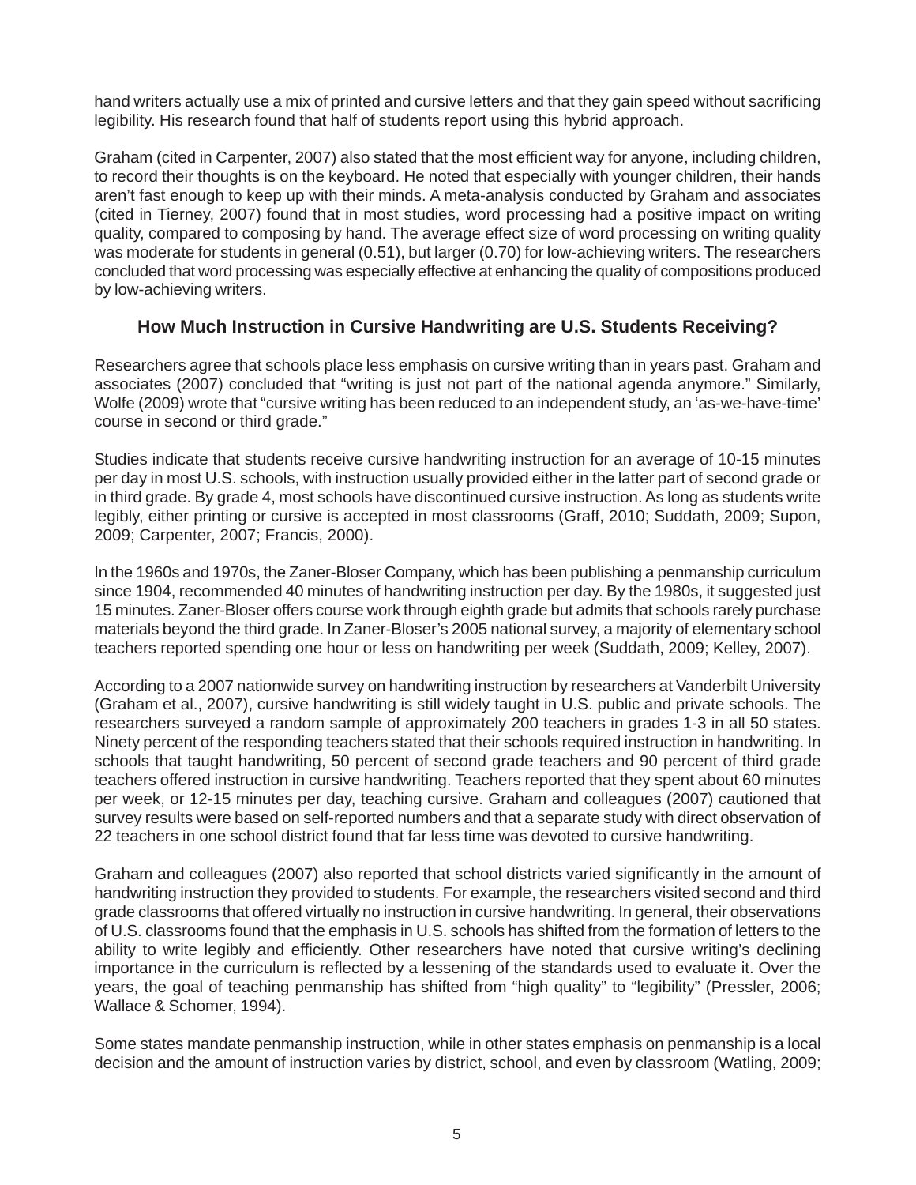hand writers actually use a mix of printed and cursive letters and that they gain speed without sacrificing legibility. His research found that half of students report using this hybrid approach.

Graham (cited in Carpenter, 2007) also stated that the most efficient way for anyone, including children, to record their thoughts is on the keyboard. He noted that especially with younger children, their hands aren't fast enough to keep up with their minds. A meta-analysis conducted by Graham and associates (cited in Tierney, 2007) found that in most studies, word processing had a positive impact on writing quality, compared to composing by hand. The average effect size of word processing on writing quality was moderate for students in general (0.51), but larger (0.70) for low-achieving writers. The researchers concluded that word processing was especially effective at enhancing the quality of compositions produced by low-achieving writers.

## How Much Instruction in Cursive Handwriting are U.S. Students Receiving?

Researchers agree that schools place less emphasis on cursive writing than in years past. Graham and associates (2007) concluded that "writing is just not part of the national agenda anymore." Similarly, Wolfe (2009) wrote that "cursive writing has been reduced to an independent study, an 'as-we-have-time' course in second or third grade."

Studies indicate that students receive cursive handwriting instruction for an average of 10-15 minutes per day in most U.S. schools, with instruction usually provided either in the latter part of second grade or in third grade. By grade 4, most schools have discontinued cursive instruction. As long as students write legibly, either printing or cursive is accepted in most classrooms (Graff, 2010; Suddath, 2009; Supon, 2009; Carpenter, 2007; Francis, 2000).

In the 1960s and 1970s, the Zaner-Bloser Company, which has been publishing a penmanship curriculum since 1904, recommended 40 minutes of handwriting instruction per day. By the 1980s, it suggested just 15 minutes. Zaner-Bloser offers course work through eighth grade but admits that schools rarely purchase materials beyond the third grade. In Zaner-Bloser's 2005 national survey, a majority of elementary school teachers reported spending one hour or less on handwriting per week (Suddath, 2009; Kelley, 2007).

According to a 2007 nationwide survey on handwriting instruction by researchers at Vanderbilt University (Graham et al., 2007), cursive handwriting is still widely taught in U.S. public and private schools. The researchers surveyed a random sample of approximately 200 teachers in grades 1-3 in all 50 states. Ninety percent of the responding teachers stated that their schools required instruction in handwriting. In schools that taught handwriting, 50 percent of second grade teachers and 90 percent of third grade teachers offered instruction in cursive handwriting. Teachers reported that they spent about 60 minutes per week, or 12-15 minutes per day, teaching cursive. Graham and colleagues (2007) cautioned that survey results were based on self-reported numbers and that a separate study with direct observation of 22 teachers in one school district found that far less time was devoted to cursive handwriting.

Graham and colleagues (2007) also reported that school districts varied significantly in the amount of handwriting instruction they provided to students. For example, the researchers visited second and third grade classrooms that offered virtually no instruction in cursive handwriting. In general, their observations of U.S. classrooms found that the emphasis in U.S. schools has shifted from the formation of letters to the ability to write legibly and efficiently. Other researchers have noted that cursive writing's declining importance in the curriculum is reflected by a lessening of the standards used to evaluate it. Over the years, the goal of teaching penmanship has shifted from "high quality" to "legibility" (Pressler, 2006; Wallace & Schomer, 1994).

Some states mandate penmanship instruction, while in other states emphasis on penmanship is a local decision and the amount of instruction varies by district, school, and even by classroom (Watling, 2009;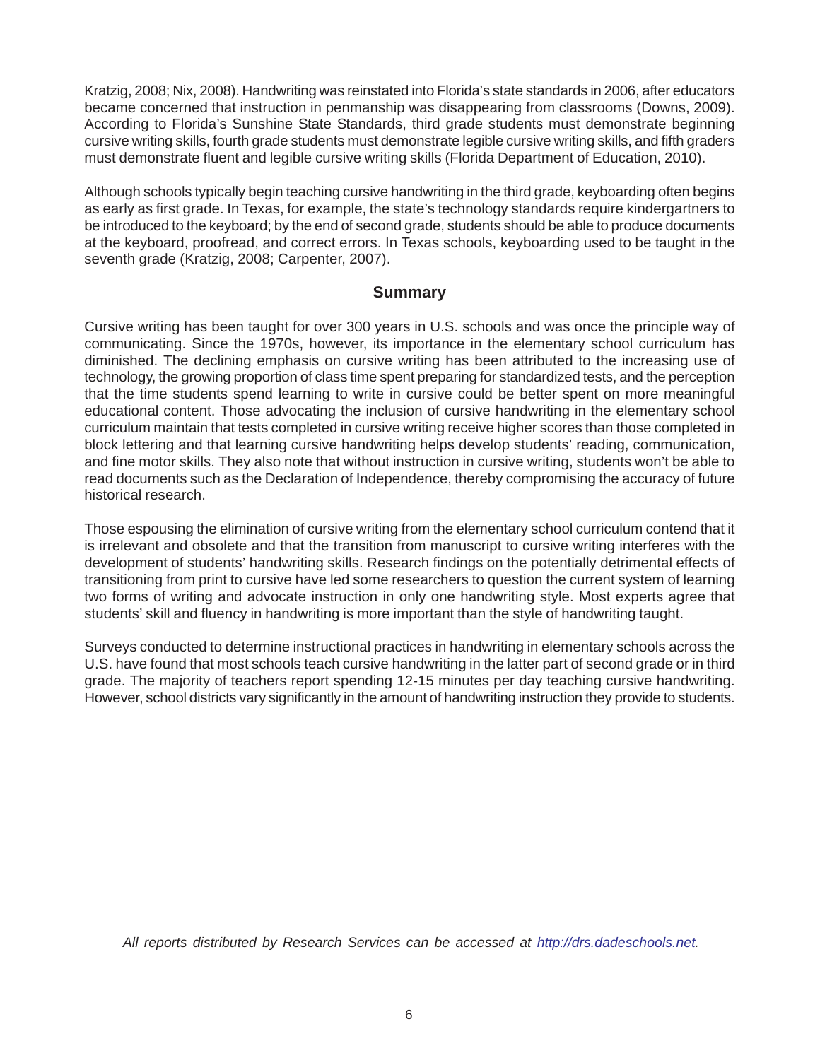Kratzig, 2008; Nix, 2008). Handwriting was reinstated into Florida's state standards in 2006, after educators became concerned that instruction in penmanship was disappearing from classrooms (Downs, 2009). According to Florida's Sunshine State Standards, third grade students must demonstrate beginning cursive writing skills, fourth grade students must demonstrate legible cursive writing skills, and fifth graders must demonstrate fluent and legible cursive writing skills (Florida Department of Education, 2010).

Although schools typically begin teaching cursive handwriting in the third grade, keyboarding often begins as early as first grade. In Texas, for example, the state's technology standards require kindergartners to be introduced to the keyboard; by the end of second grade, students should be able to produce documents at the keyboard, proofread, and correct errors. In Texas schools, keyboarding used to be taught in the seventh grade (Kratzig, 2008; Carpenter, 2007).

## Summary

Cursive writing has been taught for over 300 years in U.S. schools and was once the principle way of communicating. Since the 1970s, however, its importance in the elementary school curriculum has diminished. The declining emphasis on cursive writing has been attributed to the increasing use of technology, the growing proportion of class time spent preparing for standardized tests, and the perception that the time students spend learning to write in cursive could be better spent on more meaningful educational content. Those advocating the inclusion of cursive handwriting in the elementary school curriculum maintain that tests completed in cursive writing receive higher scores than those completed in block lettering and that learning cursive handwriting helps develop students' reading, communication, and fine motor skills. They also note that without instruction in cursive writing, students won't be able to read documents such as the Declaration of Independence, thereby compromising the accuracy of future historical research.

Those espousing the elimination of cursive writing from the elementary school curriculum contend that it is irrelevant and obsolete and that the transition from manuscript to cursive writing interferes with the development of students' handwriting skills. Research findings on the potentially detrimental effects of transitioning from print to cursive have led some researchers to question the current system of learning two forms of writing and advocate instruction in only one handwriting style. Most experts agree that students' skill and fluency in handwriting is more important than the style of handwriting taught.

Surveys conducted to determine instructional practices in handwriting in elementary schools across the U.S. have found that most schools teach cursive handwriting in the latter part of second grade or in third grade. The majority of teachers report spending 12-15 minutes per day teaching cursive handwriting. However, school districts vary significantly in the amount of handwriting instruction they provide to students.

*All reports distributed by Research Services can be accessed at http://drs.dadeschools.net.*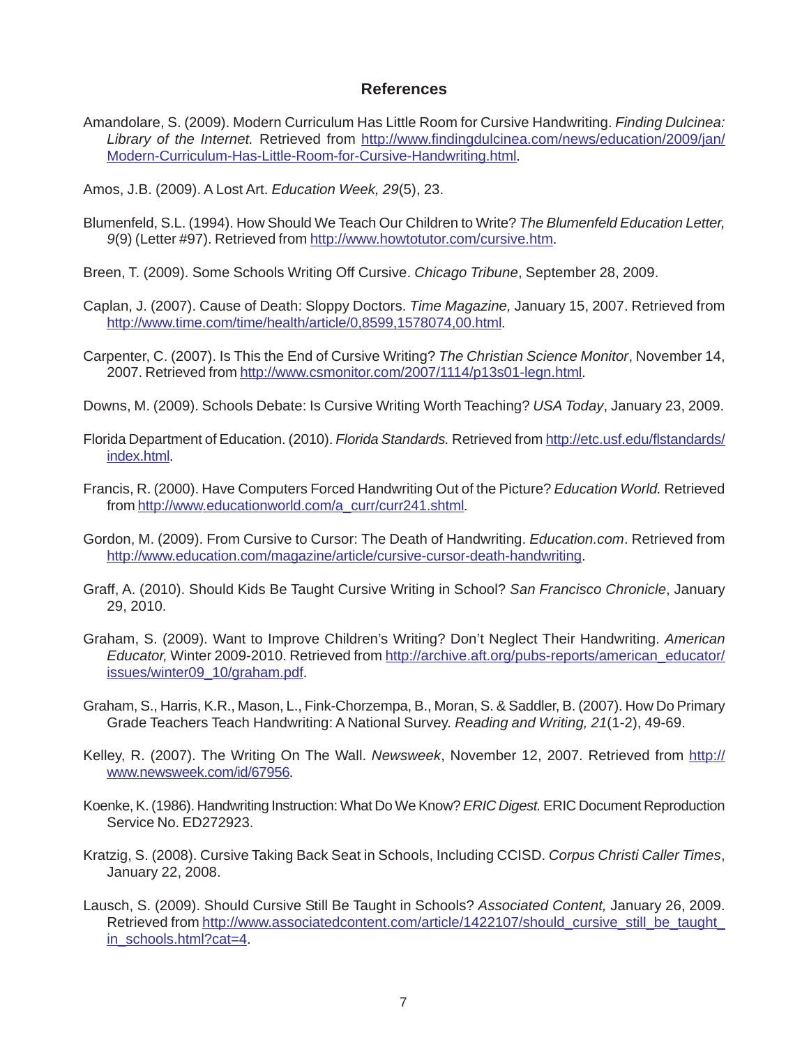## References

Amandolare, S. (2009). Modern Curriculum Has Little Room for Cursive Handwriting. *Finding Dulcinea: Library of the Internet.* Retrieved from http://www.findingdulcinea.com/news/education/2009/jan/Modern-Curriculum-Has-Little-Room-for-Cursive-Handwriting.html.

Amos, J.B. (2009). A Lost Art. *Education Week, 29*(5), 23.

Blumenfeld, S.L. (1994). How Should We Teach Our Children to Write? *The Blumenfeld Education Letter, 9*(9) (Letter #97). Retrieved from http://www.howtotutor.com/cursive.htm.

Breen, T. (2009). Some Schools Writing Off Cursive. *Chicago Tribune*, September 28, 2009.

Caplan, J. (2007). Cause of Death: Sloppy Doctors. *Time Magazine,* January 15, 2007. Retrieved from http://www.time.com/time/health/article/0,8599,1578074,00.html.

Carpenter, C. (2007). Is This the End of Cursive Writing? *The Christian Science Monitor*, November 14, 2007. Retrieved from http://www.csmonitor.com/2007/1114/p13s01-legn.html.

Downs, M. (2009). Schools Debate: Is Cursive Writing Worth Teaching? *USA Today*, January 23, 2009.

Florida Department of Education. (2010). *Florida Standards.* Retrieved from http://etc.usf.edu/flstandards/index.html.

Francis, R. (2000). Have Computers Forced Handwriting Out of the Picture? *Education World.* Retrieved from http://www.educationworld.com/a_curr/curr241.shtml.

Gordon, M. (2009). From Cursive to Cursor: The Death of Handwriting. *Education.com*. Retrieved from http://www.education.com/magazine/article/cursive-cursor-death-handwriting.

Graff, A. (2010). Should Kids Be Taught Cursive Writing in School? *San Francisco Chronicle*, January 29, 2010.

Graham, S. (2009). Want to Improve Children's Writing? Don't Neglect Their Handwriting. *American Educator,* Winter 2009-2010. Retrieved from http://archive.aft.org/pubs-reports/american_educator/issues/winter09_10/graham.pdf.

Graham, S., Harris, K.R., Mason, L., Fink-Chorzempa, B., Moran, S. & Saddler, B. (2007). How Do Primary Grade Teachers Teach Handwriting: A National Survey. *Reading and Writing, 21*(1-2), 49-69.

Kelley, R. (2007). The Writing On The Wall. *Newsweek*, November 12, 2007. Retrieved from http://www.newsweek.com/id/67956.

Koenke, K. (1986). Handwriting Instruction: What Do We Know? *ERIC Digest.* ERIC Document Reproduction Service No. ED272923.

Kratzig, S. (2008). Cursive Taking Back Seat in Schools, Including CCISD. *Corpus Christi Caller Times*, January 22, 2008.

Lausch, S. (2009). Should Cursive Still Be Taught in Schools? *Associated Content,* January 26, 2009. Retrieved from http://www.associatedcontent.com/article/1422107/should_cursive_still_be_taught_in_schools.html?cat=4.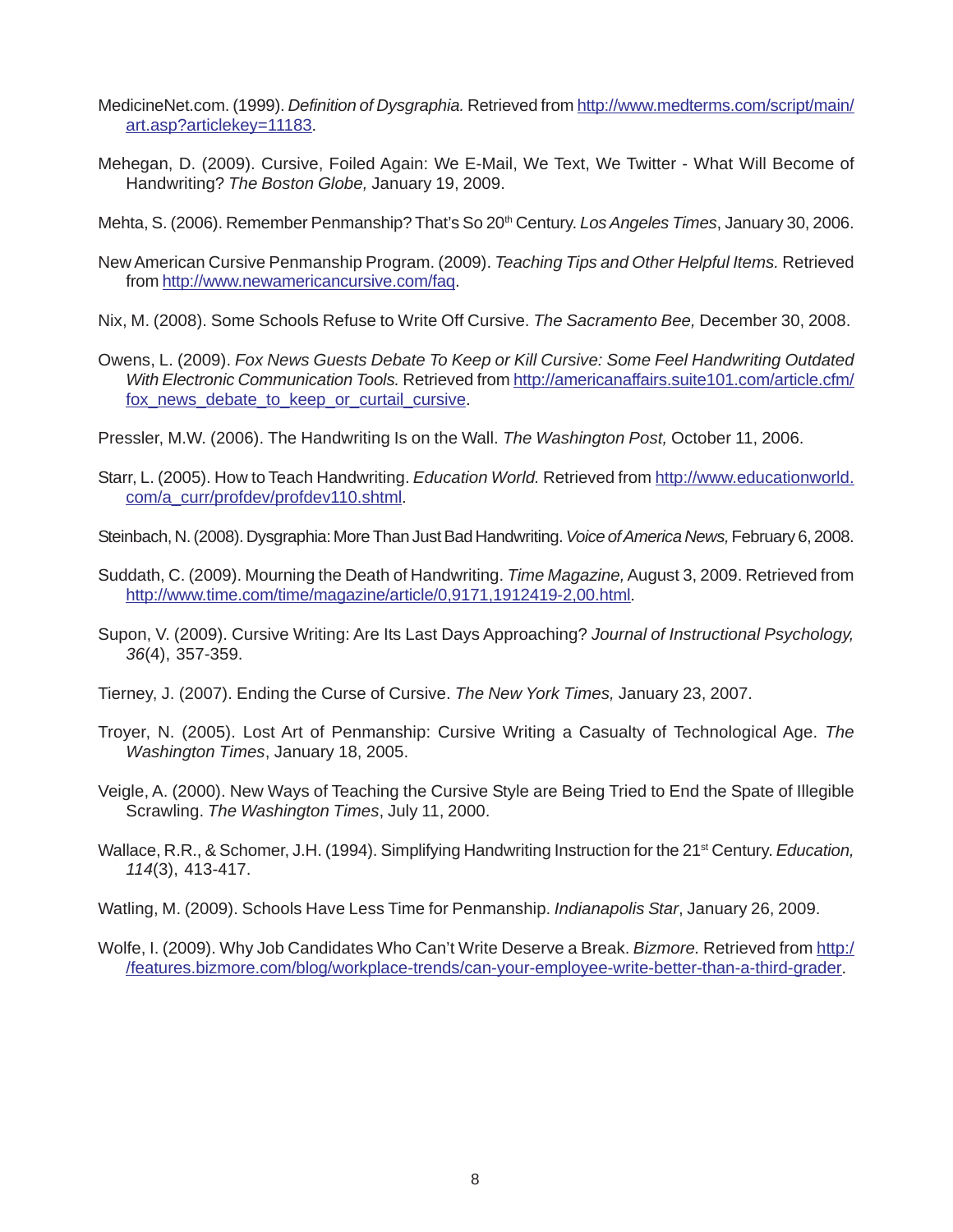MedicineNet.com. (1999). *Definition of Dysgraphia.* Retrieved from http://www.medterms.com/script/main/art.asp?articlekey=11183.

Mehegan, D. (2009). Cursive, Foiled Again: We E-Mail, We Text, We Twitter - What Will Become of Handwriting? *The Boston Globe,* January 19, 2009.

Mehta, S. (2006). Remember Penmanship? That's So 20th Century. *Los Angeles Times*, January 30, 2006.

New American Cursive Penmanship Program. (2009). *Teaching Tips and Other Helpful Items.* Retrieved from http://www.newamericancursive.com/faq.

Nix, M. (2008). Some Schools Refuse to Write Off Cursive. *The Sacramento Bee,* December 30, 2008.

Owens, L. (2009). *Fox News Guests Debate To Keep or Kill Cursive: Some Feel Handwriting Outdated With Electronic Communication Tools.* Retrieved from http://americanaffairs.suite101.com/article.cfm/fox_news_debate_to_keep_or_curtail_cursive.

Pressler, M.W. (2006). The Handwriting Is on the Wall. *The Washington Post,* October 11, 2006.

Starr, L. (2005). How to Teach Handwriting. *Education World.* Retrieved from http://www.educationworld.com/a_curr/profdev/profdev110.shtml.

Steinbach, N. (2008). Dysgraphia: More Than Just Bad Handwriting. *Voice of America News,* February 6, 2008.

Suddath, C. (2009). Mourning the Death of Handwriting. *Time Magazine,* August 3, 2009. Retrieved from http://www.time.com/time/magazine/article/0,9171,1912419-2,00.html.

Supon, V. (2009). Cursive Writing: Are Its Last Days Approaching? *Journal of Instructional Psychology, 36*(4), 357-359.

Tierney, J. (2007). Ending the Curse of Cursive. *The New York Times,* January 23, 2007.

Troyer, N. (2005). Lost Art of Penmanship: Cursive Writing a Casualty of Technological Age. *The Washington Times*, January 18, 2005.

Veigle, A. (2000). New Ways of Teaching the Cursive Style are Being Tried to End the Spate of Illegible Scrawling. *The Washington Times*, July 11, 2000.

Wallace, R.R., & Schomer, J.H. (1994). Simplifying Handwriting Instruction for the 21st Century. *Education, 114*(3), 413-417.

Watling, M. (2009). Schools Have Less Time for Penmanship. *Indianapolis Star*, January 26, 2009.

Wolfe, I. (2009). Why Job Candidates Who Can't Write Deserve a Break. *Bizmore.* Retrieved from http://features.bizmore.com/blog/workplace-trends/can-your-employee-write-better-than-a-third-grader.